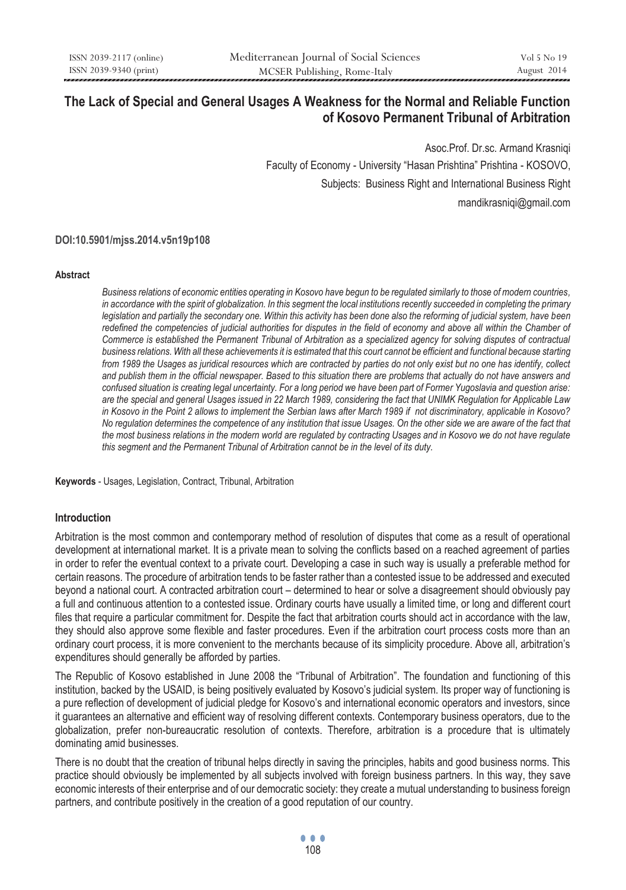# The Lack of Special and General Usages A Weakness for the Normal and Reliable Function of Kosovo Permanent Tribunal of Arbitration

Asoc.Prof. Dr.sc. Armand Krasniqi

Faculty of Economy - University "Hasan Prishtina" Prishtina - KOSOVO,

Subjects: Business Right and International Business Right

mandikrasniqi@gmail.com

**DOI:10.5901/mjss.2014.v5n19p108**

#### Abstract

*Business relations of economic entities operating in Kosovo have begun to be regulated similarly to those of modern countries, in accordance with the spirit of globalization. In this segment the local institutions recently succeeded in completing the primary legislation and partially the secondary one. Within this activity has been done also the reforming of judicial system, have been redefined the competencies of judicial authorities for disputes in the field of economy and above all within the Chamber of Commerce is established the Permanent Tribunal of Arbitration as a specialized agency for solving disputes of contractual business relations. With all these achievements it is estimated that this court cannot be efficient and functional because starting from 1989 the Usages as juridical resources which are contracted by parties do not only exist but no one has identify, collect and publish them in the official newspaper. Based to this situation there are problems that actually do not have answers and confused situation is creating legal uncertainty. For a long period we have been part of Former Yugoslavia and question arise: are the special and general Usages issued in 22 March 1989, considering the fact that UNIMK Regulation for Applicable Law in Kosovo in the Point 2 allows to implement the Serbian laws after March 1989 if not discriminatory, applicable in Kosovo? No regulation determines the competence of any institution that issue Usages. On the other side we are aware of the fact that the most business relations in the modern world are regulated by contracting Usages and in Kosovo we do not have regulate this segment and the Permanent Tribunal of Arbitration cannot be in the level of its duty.*

**Keywords** - Usages, Legislation, Contract, Tribunal, Arbitration

#### Introduction

Arbitration is the most common and contemporary method of resolution of disputes that come as a result of operational development at international market. It is a private mean to solving the conflicts based on a reached agreement of parties in order to refer the eventual context to a private court. Developing a case in such way is usually a preferable method for certain reasons. The procedure of arbitration tends to be faster rather than a contested issue to be addressed and executed beyond a national court. A contracted arbitration court – determined to hear or solve a disagreement should obviously pay a full and continuous attention to a contested issue. Ordinary courts have usually a limited time, or long and different court files that require a particular commitment for. Despite the fact that arbitration courts should act in accordance with the law, they should also approve some flexible and faster procedures. Even if the arbitration court process costs more than an ordinary court process, it is more convenient to the merchants because of its simplicity procedure. Above all, arbitration's expenditures should generally be afforded by parties.

The Republic of Kosovo established in June 2008 the "Tribunal of Arbitration". The foundation and functioning of this institution, backed by the USAID, is being positively evaluated by Kosovo's judicial system. Its proper way of functioning is a pure reflection of development of judicial pledge for Kosovo's and international economic operators and investors, since it guarantees an alternative and efficient way of resolving different contexts. Contemporary business operators, due to the globalization, prefer non-bureaucratic resolution of contexts. Therefore, arbitration is a procedure that is ultimately dominating amid businesses.

There is no doubt that the creation of tribunal helps directly in saving the principles, habits and good business norms. This practice should obviously be implemented by all subjects involved with foreign business partners. In this way, they save economic interests of their enterprise and of our democratic society: they create a mutual understanding to business foreign partners, and contribute positively in the creation of a good reputation of our country.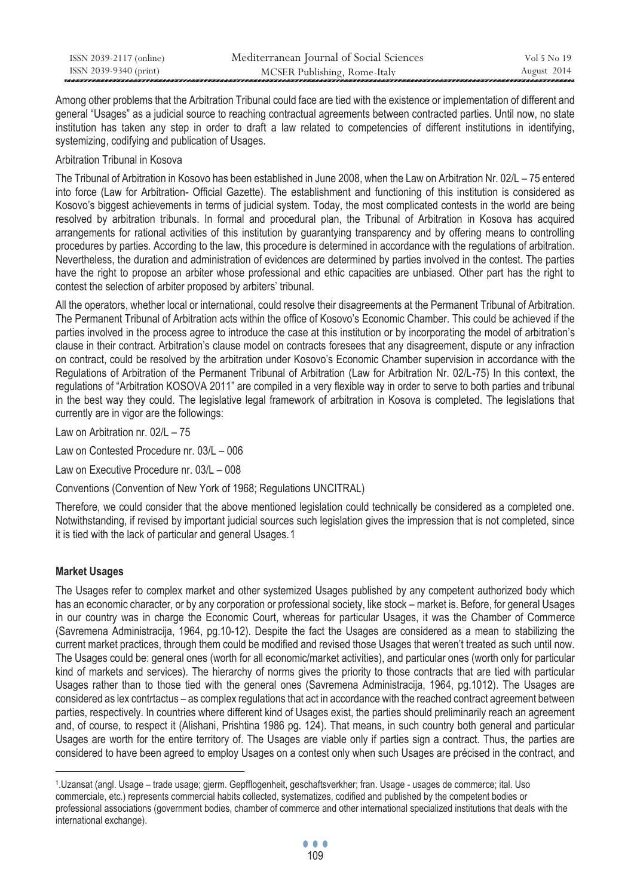Among other problems that the Arbitration Tribunal could face are tied with the existence or implementation of different and general "Usages" as a judicial source to reaching contractual agreements between contracted parties. Until now, no state institution has taken any step in order to draft a law related to competencies of different institutions in identifying, systemizing, codifying and publication of Usages.

Arbitration Tribunal in Kosova

The Tribunal of Arbitration in Kosovo has been established in June 2008, when the Law on Arbitration Nr. 02/L – 75 entered into force (Law for Arbitration- Official Gazette). The establishment and functioning of this institution is considered as Kosovo's biggest achievements in terms of judicial system. Today, the most complicated contests in the world are being resolved by arbitration tribunals. In formal and procedural plan, the Tribunal of Arbitration in Kosova has acquired arrangements for rational activities of this institution by guarantying transparency and by offering means to controlling procedures by parties. According to the law, this procedure is determined in accordance with the regulations of arbitration. Nevertheless, the duration and administration of evidences are determined by parties involved in the contest. The parties have the right to propose an arbiter whose professional and ethic capacities are unbiased. Other part has the right to contest the selection of arbiter proposed by arbiters' tribunal.

All the operators, whether local or international, could resolve their disagreements at the Permanent Tribunal of Arbitration. The Permanent Tribunal of Arbitration acts within the office of Kosovo's Economic Chamber. This could be achieved if the parties involved in the process agree to introduce the case at this institution or by incorporating the model of arbitration's clause in their contract. Arbitration's clause model on contracts foresees that any disagreement, dispute or any infraction on contract, could be resolved by the arbitration under Kosovo's Economic Chamber supervision in accordance with the Regulations of Arbitration of the Permanent Tribunal of Arbitration (Law for Arbitration Nr. 02/L-75) In this context, the regulations of "Arbitration KOSOVA 2011" are compiled in a very flexible way in order to serve to both parties and tribunal in the best way they could. The legislative legal framework of arbitration in Kosova is completed. The legislations that currently are in vigor are the followings:

Law on Arbitration nr. 02/L – 75

Law on Contested Procedure nr. 03/L – 006

Law on Executive Procedure nr. 03/L – 008

Conventions (Convention of New York of 1968; Regulations UNCITRAL)

Therefore, we could consider that the above mentioned legislation could technically be considered as a completed one. Notwithstanding, if revised by important judicial sources such legislation gives the impression that is not completed, since it is tied with the lack of particular and general Usages.[1]

**Market Usages**

The Usages refer to complex market and other systemized Usages published by any competent authorized body which has an economic character, or by any corporation or professional society, like stock – market is. Before, for general Usages in our country was in charge the Economic Court, whereas for particular Usages, it was the Chamber of Commerce (Savremena Administracija, 1964, pg.10-12). Despite the fact the Usages are considered as a mean to stabilizing the current market practices, through them could be modified and revised those Usages that weren't treated as such until now. The Usages could be: general ones (worth for all economic/market activities), and particular ones (worth only for particular kind of markets and services). The hierarchy of norms gives the priority to those contracts that are tied with particular Usages rather than to those tied with the general ones (Savremena Administracija, 1964, pg.1012). The Usages are considered as lex contrtactus – as complex regulations that act in accordance with the reached contract agreement between parties, respectively. In countries where different kind of Usages exist, the parties should preliminarily reach an agreement and, of course, to respect it (Alishani, Prishtina 1986 pg. 124). That means, in such country both general and particular Usages are worth for the entire territory of. The Usages are viable only if parties sign a contract. Thus, the parties are considered to have been agreed to employ Usages on a contest only when such Usages are précised in the contract, and

---

[1].Uzansat (angl. Usage – trade usage; gjerm. Gepfflogenheit, geschaftsverkher; fran. Usage - usages de commerce; ital. Uso commerciale, etc.) represents commercial habits collected, systematizes, codified and published by the competent bodies or professional associations (government bodies, chamber of commerce and other international specialized institutions that deals with the international exchange).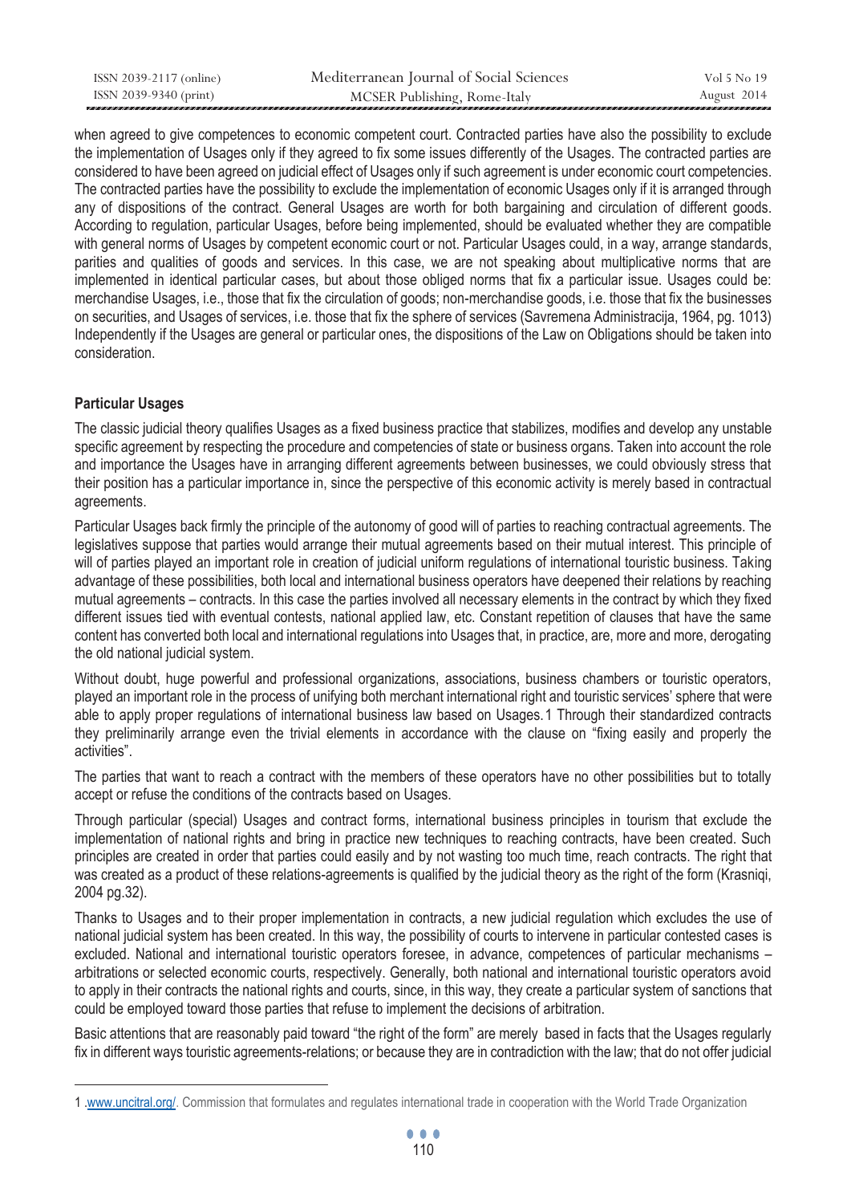when agreed to give competences to economic competent court. Contracted parties have also the possibility to exclude the implementation of Usages only if they agreed to fix some issues differently of the Usages. The contracted parties are considered to have been agreed on judicial effect of Usages only if such agreement is under economic court competencies. The contracted parties have the possibility to exclude the implementation of economic Usages only if it is arranged through any of dispositions of the contract. General Usages are worth for both bargaining and circulation of different goods. According to regulation, particular Usages, before being implemented, should be evaluated whether they are compatible with general norms of Usages by competent economic court or not. Particular Usages could, in a way, arrange standards, parities and qualities of goods and services. In this case, we are not speaking about multiplicative norms that are implemented in identical particular cases, but about those obliged norms that fix a particular issue. Usages could be: merchandise Usages, i.e., those that fix the circulation of goods; non-merchandise goods, i.e. those that fix the businesses on securities, and Usages of services, i.e. those that fix the sphere of services (Savremena Administracija, 1964, pg. 1013) Independently if the Usages are general or particular ones, the dispositions of the Law on Obligations should be taken into consideration.

**Particular Usages**

The classic judicial theory qualifies Usages as a fixed business practice that stabilizes, modifies and develop any unstable specific agreement by respecting the procedure and competencies of state or business organs. Taken into account the role and importance the Usages have in arranging different agreements between businesses, we could obviously stress that their position has a particular importance in, since the perspective of this economic activity is merely based in contractual agreements.

Particular Usages back firmly the principle of the autonomy of good will of parties to reaching contractual agreements. The legislatives suppose that parties would arrange their mutual agreements based on their mutual interest. This principle of will of parties played an important role in creation of judicial uniform regulations of international touristic business. Taking advantage of these possibilities, both local and international business operators have deepened their relations by reaching mutual agreements – contracts. In this case the parties involved all necessary elements in the contract by which they fixed different issues tied with eventual contests, national applied law, etc. Constant repetition of clauses that have the same content has converted both local and international regulations into Usages that, in practice, are, more and more, derogating the old national judicial system.

Without doubt, huge powerful and professional organizations, associations, business chambers or touristic operators, played an important role in the process of unifying both merchant international right and touristic services' sphere that were able to apply proper regulations of international business law based on Usages.[1] Through their standardized contracts they preliminarily arrange even the trivial elements in accordance with the clause on "fixing easily and properly the activities".

The parties that want to reach a contract with the members of these operators have no other possibilities but to totally accept or refuse the conditions of the contracts based on Usages.

Through particular (special) Usages and contract forms, international business principles in tourism that exclude the implementation of national rights and bring in practice new techniques to reaching contracts, have been created. Such principles are created in order that parties could easily and by not wasting too much time, reach contracts. The right that was created as a product of these relations-agreements is qualified by the judicial theory as the right of the form (Krasniqi, 2004 pg.32).

Thanks to Usages and to their proper implementation in contracts, a new judicial regulation which excludes the use of national judicial system has been created. In this way, the possibility of courts to intervene in particular contested cases is excluded. National and international touristic operators foresee, in advance, competences of particular mechanisms – arbitrations or selected economic courts, respectively. Generally, both national and international touristic operators avoid to apply in their contracts the national rights and courts, since, in this way, they create a particular system of sanctions that could be employed toward those parties that refuse to implement the decisions of arbitration.

Basic attentions that are reasonably paid toward "the right of the form" are merely based in facts that the Usages regularly fix in different ways touristic agreements-relations; or because they are in contradiction with the law; that do not offer judicial

---

1 .www.uncitral.org/. Commission that formulates and regulates international trade in cooperation with the World Trade Organization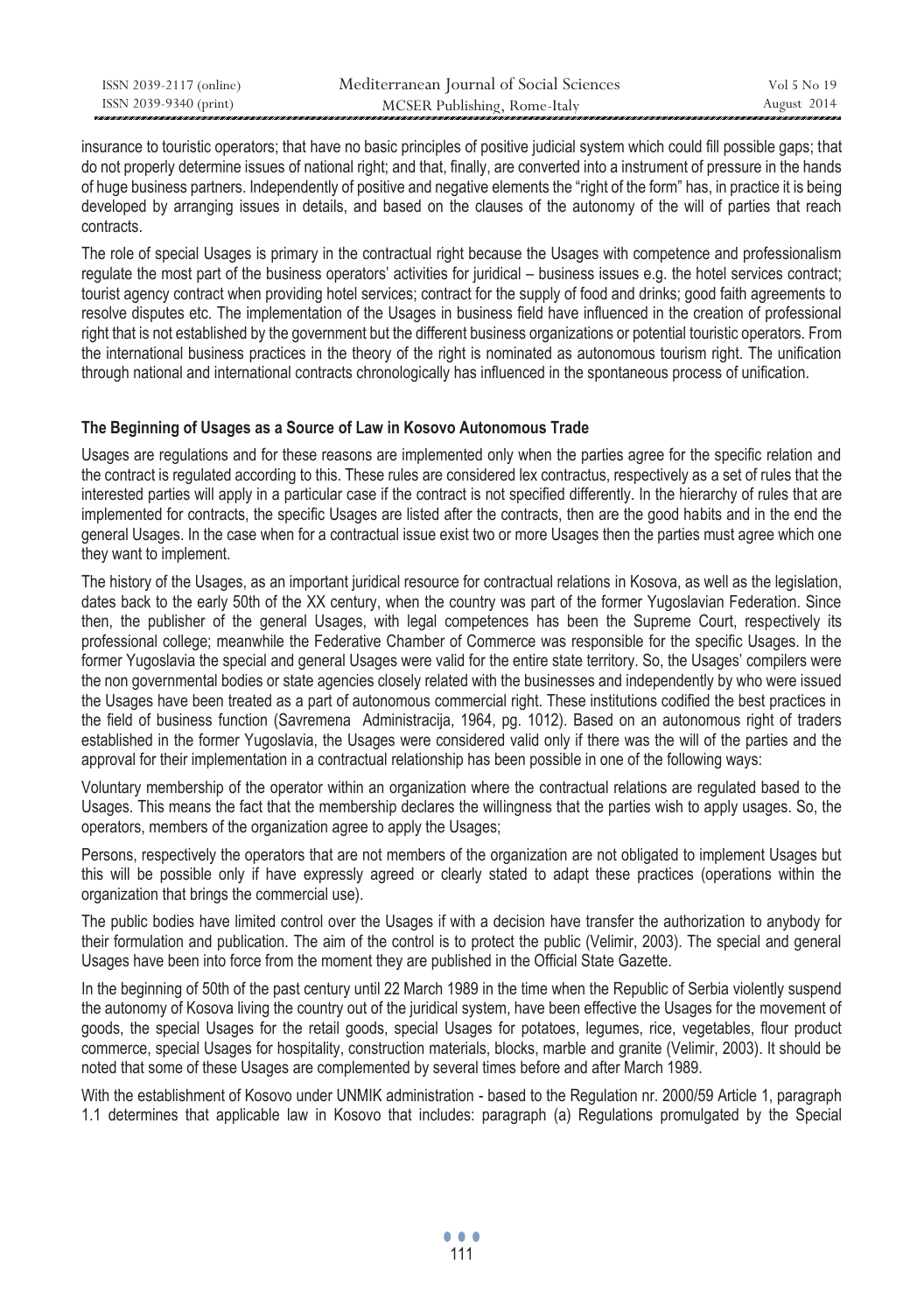insurance to touristic operators; that have no basic principles of positive judicial system which could fill possible gaps; that do not properly determine issues of national right; and that, finally, are converted into a instrument of pressure in the hands of huge business partners. Independently of positive and negative elements the "right of the form" has, in practice it is being developed by arranging issues in details, and based on the clauses of the autonomy of the will of parties that reach contracts.

The role of special Usages is primary in the contractual right because the Usages with competence and professionalism regulate the most part of the business operators' activities for juridical – business issues e.g. the hotel services contract; tourist agency contract when providing hotel services; contract for the supply of food and drinks; good faith agreements to resolve disputes etc. The implementation of the Usages in business field have influenced in the creation of professional right that is not established by the government but the different business organizations or potential touristic operators. From the international business practices in the theory of the right is nominated as autonomous tourism right. The unification through national and international contracts chronologically has influenced in the spontaneous process of unification.

### The Beginning of Usages as a Source of Law in Kosovo Autonomous Trade

Usages are regulations and for these reasons are implemented only when the parties agree for the specific relation and the contract is regulated according to this. These rules are considered lex contractus, respectively as a set of rules that the interested parties will apply in a particular case if the contract is not specified differently. In the hierarchy of rules that are implemented for contracts, the specific Usages are listed after the contracts, then are the good habits and in the end the general Usages. In the case when for a contractual issue exist two or more Usages then the parties must agree which one they want to implement.

The history of the Usages, as an important juridical resource for contractual relations in Kosova, as well as the legislation, dates back to the early 50th of the XX century, when the country was part of the former Yugoslavian Federation. Since then, the publisher of the general Usages, with legal competences has been the Supreme Court, respectively its professional college; meanwhile the Federative Chamber of Commerce was responsible for the specific Usages. In the former Yugoslavia the special and general Usages were valid for the entire state territory. So, the Usages' compilers were the non governmental bodies or state agencies closely related with the businesses and independently by who were issued the Usages have been treated as a part of autonomous commercial right. These institutions codified the best practices in the field of business function (Savremena Administracija, 1964, pg. 1012). Based on an autonomous right of traders established in the former Yugoslavia, the Usages were considered valid only if there was the will of the parties and the approval for their implementation in a contractual relationship has been possible in one of the following ways:

Voluntary membership of the operator within an organization where the contractual relations are regulated based to the Usages. This means the fact that the membership declares the willingness that the parties wish to apply usages. So, the operators, members of the organization agree to apply the Usages;

Persons, respectively the operators that are not members of the organization are not obligated to implement Usages but this will be possible only if have expressly agreed or clearly stated to adapt these practices (operations within the organization that brings the commercial use).

The public bodies have limited control over the Usages if with a decision have transfer the authorization to anybody for their formulation and publication. The aim of the control is to protect the public (Velimir, 2003). The special and general Usages have been into force from the moment they are published in the Official State Gazette.

In the beginning of 50th of the past century until 22 March 1989 in the time when the Republic of Serbia violently suspend the autonomy of Kosova living the country out of the juridical system, have been effective the Usages for the movement of goods, the special Usages for the retail goods, special Usages for potatoes, legumes, rice, vegetables, flour product commerce, special Usages for hospitality, construction materials, blocks, marble and granite (Velimir, 2003). It should be noted that some of these Usages are complemented by several times before and after March 1989.

With the establishment of Kosovo under UNMIK administration - based to the Regulation nr. 2000/59 Article 1, paragraph 1.1 determines that applicable law in Kosovo that includes: paragraph (a) Regulations promulgated by the Special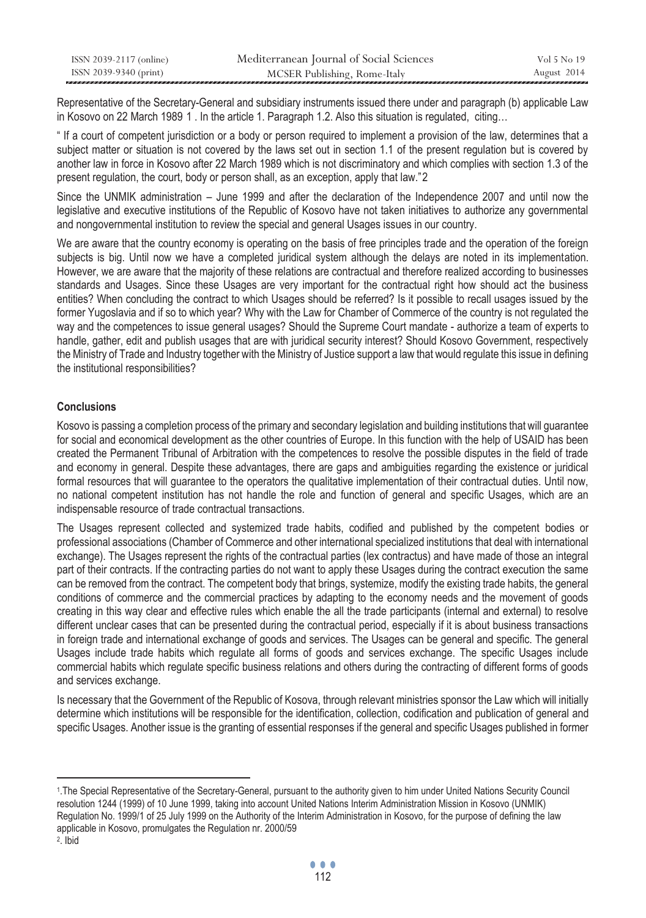Representative of the Secretary-General and subsidiary instruments issued there under and paragraph (b) applicable Law in Kosovo on 22 March 1989 [1] . In the article 1. Paragraph 1.2. Also this situation is regulated, citing…

" If a court of competent jurisdiction or a body or person required to implement a provision of the law, determines that a subject matter or situation is not covered by the laws set out in section 1.1 of the present regulation but is covered by another law in force in Kosovo after 22 March 1989 which is not discriminatory and which complies with section 1.3 of the present regulation, the court, body or person shall, as an exception, apply that law."[2]

Since the UNMIK administration – June 1999 and after the declaration of the Independence 2007 and until now the legislative and executive institutions of the Republic of Kosovo have not taken initiatives to authorize any governmental and nongovernmental institution to review the special and general Usages issues in our country.

We are aware that the country economy is operating on the basis of free principles trade and the operation of the foreign subjects is big. Until now we have a completed juridical system although the delays are noted in its implementation. However, we are aware that the majority of these relations are contractual and therefore realized according to businesses standards and Usages. Since these Usages are very important for the contractual right how should act the business entities? When concluding the contract to which Usages should be referred? Is it possible to recall usages issued by the former Yugoslavia and if so to which year? Why with the Law for Chamber of Commerce of the country is not regulated the way and the competences to issue general usages? Should the Supreme Court mandate - authorize a team of experts to handle, gather, edit and publish usages that are with juridical security interest? Should Kosovo Government, respectively the Ministry of Trade and Industry together with the Ministry of Justice support a law that would regulate this issue in defining the institutional responsibilities?

## Conclusions

Kosovo is passing a completion process of the primary and secondary legislation and building institutions that will guarantee for social and economical development as the other countries of Europe. In this function with the help of USAID has been created the Permanent Tribunal of Arbitration with the competences to resolve the possible disputes in the field of trade and economy in general. Despite these advantages, there are gaps and ambiguities regarding the existence or juridical formal resources that will guarantee to the operators the qualitative implementation of their contractual duties. Until now, no national competent institution has not handle the role and function of general and specific Usages, which are an indispensable resource of trade contractual transactions.

The Usages represent collected and systemized trade habits, codified and published by the competent bodies or professional associations (Chamber of Commerce and other international specialized institutions that deal with international exchange). The Usages represent the rights of the contractual parties (lex contractus) and have made of those an integral part of their contracts. If the contracting parties do not want to apply these Usages during the contract execution the same can be removed from the contract. The competent body that brings, systemize, modify the existing trade habits, the general conditions of commerce and the commercial practices by adapting to the economy needs and the movement of goods creating in this way clear and effective rules which enable the all the trade participants (internal and external) to resolve different unclear cases that can be presented during the contractual period, especially if it is about business transactions in foreign trade and international exchange of goods and services. The Usages can be general and specific. The general Usages include trade habits which regulate all forms of goods and services exchange. The specific Usages include commercial habits which regulate specific business relations and others during the contracting of different forms of goods and services exchange.

Is necessary that the Government of the Republic of Kosova, through relevant ministries sponsor the Law which will initially determine which institutions will be responsible for the identification, collection, codification and publication of general and specific Usages. Another issue is the granting of essential responses if the general and specific Usages published in former

---

[1].The Special Representative of the Secretary-General, pursuant to the authority given to him under United Nations Security Council resolution 1244 (1999) of 10 June 1999, taking into account United Nations Interim Administration Mission in Kosovo (UNMIK) Regulation No. 1999/1 of 25 July 1999 on the Authority of the Interim Administration in Kosovo, for the purpose of defining the law applicable in Kosovo, promulgates the Regulation nr. 2000/59

[2]. Ibid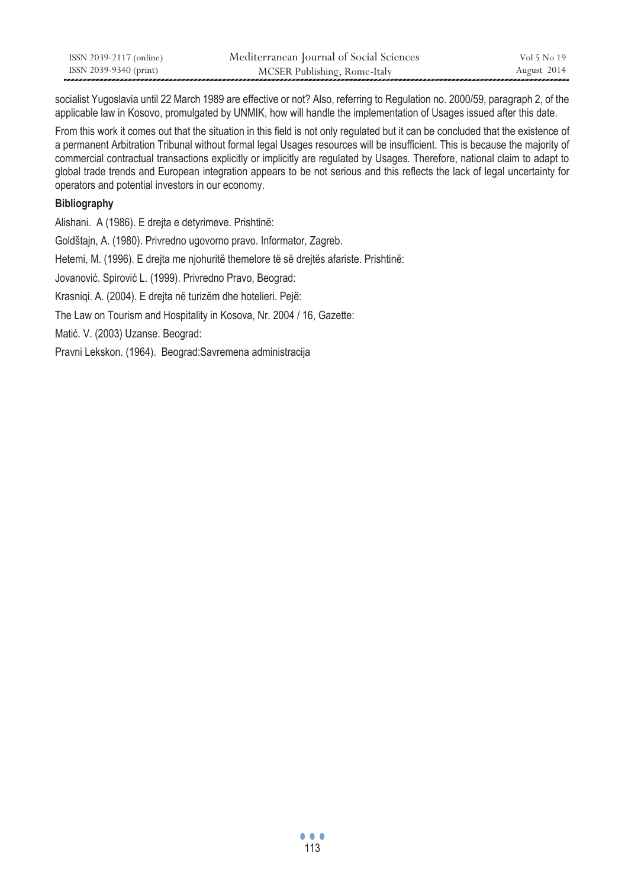socialist Yugoslavia until 22 March 1989 are effective or not? Also, referring to Regulation no. 2000/59, paragraph 2, of the applicable law in Kosovo, promulgated by UNMIK, how will handle the implementation of Usages issued after this date.

From this work it comes out that the situation in this field is not only regulated but it can be concluded that the existence of a permanent Arbitration Tribunal without formal legal Usages resources will be insufficient. This is because the majority of commercial contractual transactions explicitly or implicitly are regulated by Usages. Therefore, national claim to adapt to global trade trends and European integration appears to be not serious and this reflects the lack of legal uncertainty for operators and potential investors in our economy.

**Bibliography**

Alishani. A (1986). E drejta e detyrimeve. Prishtinë:

Goldštajn, A. (1980). Privredno ugovorno pravo. Informator, Zagreb.

Hetemi, M. (1996). E drejta me njohuritë themelore të së drejtës afariste. Prishtinë:

Jovanović. Spirović L. (1999). Privredno Pravo, Beograd:

Krasniqi. A. (2004). E drejta në turizëm dhe hotelieri. Pejë:

The Law on Tourism and Hospitality in Kosova, Nr. 2004 / 16, Gazette:

Matić. V. (2003) Uzanse. Beograd:

Pravni Lekskon. (1964). Beograd:Savremena administracija